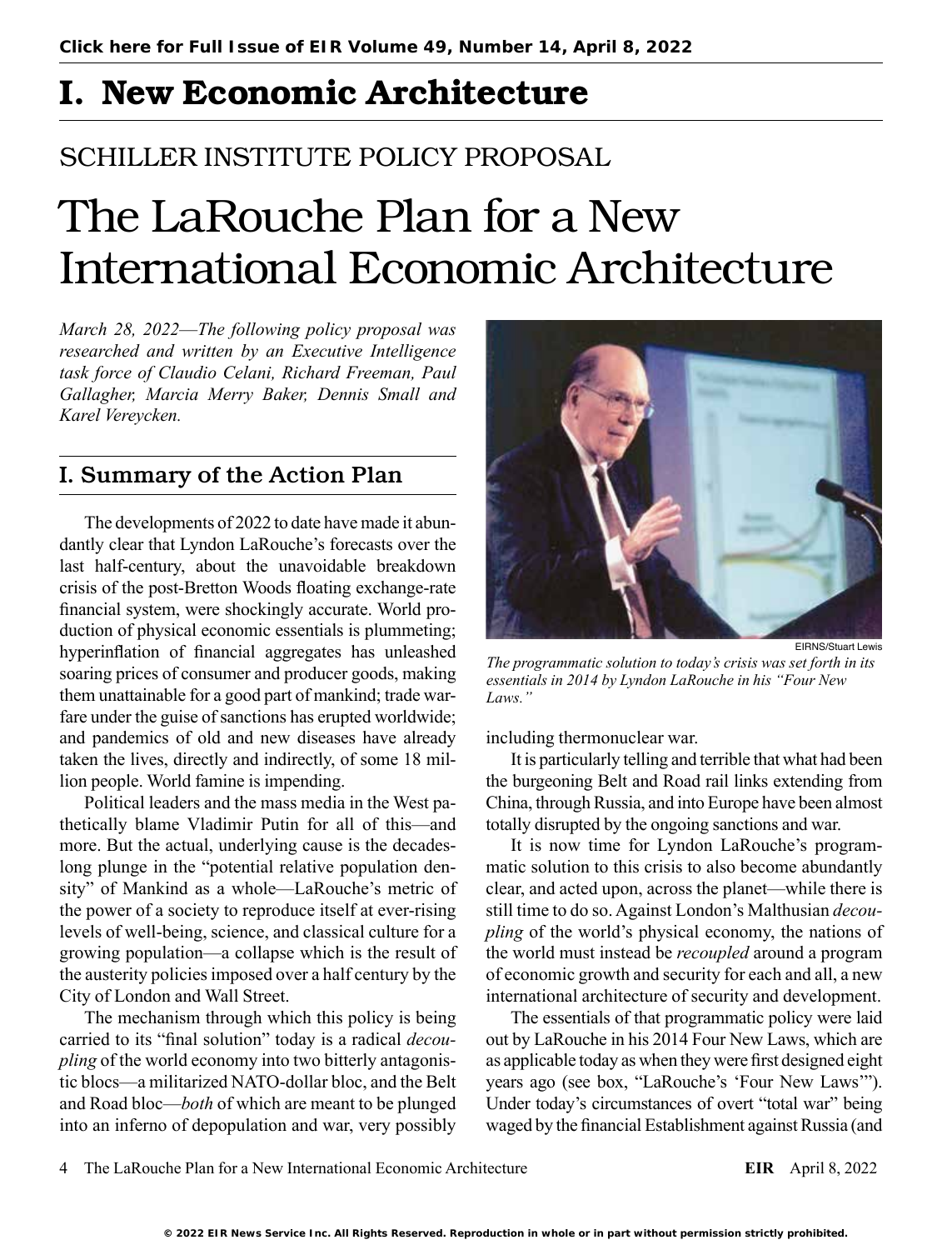# I. New Economic Architecture

## SCHILLER INSTITUTE POLICY PROPOSAL

# The LaRouche Plan for a New International Economic Architecture

*March 28, 2022—The following policy proposal was researched and written by an Executive Intelligence task force of Claudio Celani, Richard Freeman, Paul Gallagher, Marcia Merry Baker, Dennis Small and Karel Vereycken.*

## I. Summary of the Action Plan

The developments of 2022 to date have made it abundantly clear that Lyndon LaRouche's forecasts over the last half-century, about the unavoidable breakdown crisis of the post-Bretton Woods floating exchange-rate financial system, were shockingly accurate. World production of physical economic essentials is plummeting; hyperinflation of financial aggregates has unleashed soaring prices of consumer and producer goods, making them unattainable for a good part of mankind; trade warfare under the guise of sanctions has erupted worldwide; and pandemics of old and new diseases have already taken the lives, directly and indirectly, of some 18 million people. World famine is impending.

Political leaders and the mass media in the West pathetically blame Vladimir Putin for all of this—and more. But the actual, underlying cause is the decades-long plunge in the "potential relative population density" of Mankind as a whole—LaRouche's metric of the power of a society to reproduce itself at ever-rising levels of well-being, science, and classical culture for a growing population—a collapse which is the result of the austerity policies imposed over a half century by the City of London and Wall Street.

The mechanism through which this policy is being carried to its "final solution" today is a radical *decoupling* of the world economy into two bitterly antagonistic blocs—a militarized NATO-dollar bloc, and the Belt and Road bloc—*both* of which are meant to be plunged into an inferno of depopulation and war, very possibly including thermonuclear war.

EIRNS/Stuart Lewis

*The programmatic solution to today's crisis was set forth in its essentials in 2014 by Lyndon LaRouche in his "Four New Laws."*

It is particularly telling and terrible that what had been the burgeoning Belt and Road rail links extending from China, through Russia, and into Europe have been almost totally disrupted by the ongoing sanctions and war.

It is now time for Lyndon LaRouche's programmatic solution to this crisis to also become abundantly clear, and acted upon, across the planet—while there is still time to do so. Against London's Malthusian *decoupling* of the world's physical economy, the nations of the world must instead be *recoupled* around a program of economic growth and security for each and all, a new international architecture of security and development.

The essentials of that programmatic policy were laid out by LaRouche in his 2014 Four New Laws, which are as applicable today as when they were first designed eight years ago (see box, "LaRouche's 'Four New Laws'"). Under today's circumstances of overt "total war" being waged by the financial Establishment against Russia (and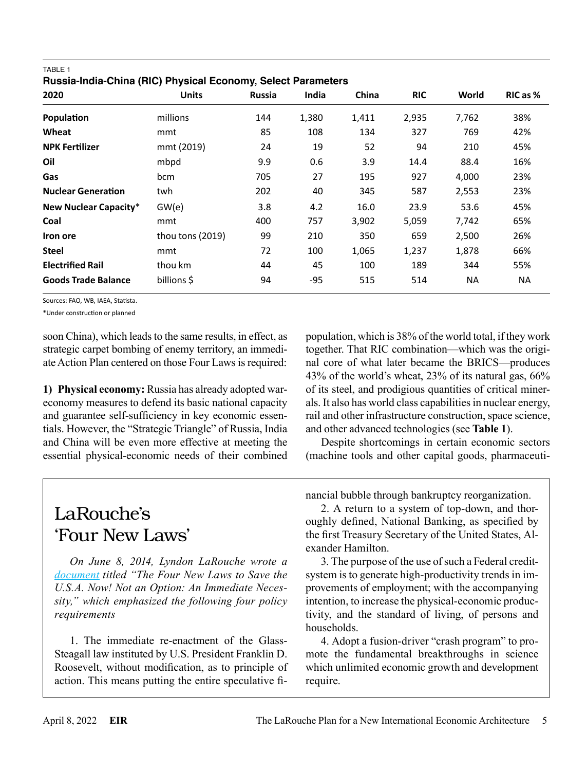TABLE 1
**Russia-India-China (RIC) Physical Economy, Select Parameters**

| 2020 | Units | Russia | India | China | RIC | World | RIC as % |
|---|---|---|---|---|---|---|---|
| **Population** | millions | 144 | 1,380 | 1,411 | 2,935 | 7,762 | 38% |
| **Wheat** | mmt | 85 | 108 | 134 | 327 | 769 | 42% |
| **NPK Fertilizer** | mmt (2019) | 24 | 19 | 52 | 94 | 210 | 45% |
| **Oil** | mbpd | 9.9 | 0.6 | 3.9 | 14.4 | 88.4 | 16% |
| **Gas** | bcm | 705 | 27 | 195 | 927 | 4,000 | 23% |
| **Nuclear Generation** | twh | 202 | 40 | 345 | 587 | 2,553 | 23% |
| **New Nuclear Capacity*** | GW(e) | 3.8 | 4.2 | 16.0 | 23.9 | 53.6 | 45% |
| **Coal** | mmt | 400 | 757 | 3,902 | 5,059 | 7,742 | 65% |
| **Iron ore** | thou tons (2019) | 99 | 210 | 350 | 659 | 2,500 | 26% |
| **Steel** | mmt | 72 | 100 | 1,065 | 1,237 | 1,878 | 66% |
| **Electrified Rail** | thou km | 44 | 45 | 100 | 189 | 344 | 55% |
| **Goods Trade Balance** | billions $ | 94 | -95 | 515 | 514 | NA | NA |

Sources: FAO, WB, IAEA, Statista.

*Under construction or planned

soon China), which leads to the same results, in effect, as strategic carpet bombing of enemy territory, an immediate Action Plan centered on those Four Laws is required:

**1) Physical economy:** Russia has already adopted war-economy measures to defend its basic national capacity and guarantee self-sufficiency in key economic essentials. However, the "Strategic Triangle" of Russia, India and China will be even more effective at meeting the essential physical-economic needs of their combined population, which is 38% of the world total, if they work together. That RIC combination—which was the original core of what later became the BRICS—produces 43% of the world's wheat, 23% of its natural gas, 66% of its steel, and prodigious quantities of critical minerals. It also has world class capabilities in nuclear energy, rail and other infrastructure construction, space science, and other advanced technologies (see **Table 1**).

Despite shortcomings in certain economic sectors (machine tools and other capital goods, pharmaceuti-

## LaRouche's 'Four New Laws'

*On June 8, 2014, Lyndon LaRouche wrote a document titled "The Four New Laws to Save the U.S.A. Now! Not an Option: An Immediate Necessity," which emphasized the following four policy requirements*

1. The immediate re-enactment of the Glass-Steagall law instituted by U.S. President Franklin D. Roosevelt, without modification, as to principle of action. This means putting the entire speculative financial bubble through bankruptcy reorganization.

2. A return to a system of top-down, and thoroughly defined, National Banking, as specified by the first Treasury Secretary of the United States, Alexander Hamilton.

3. The purpose of the use of such a Federal credit-system is to generate high-productivity trends in improvements of employment; with the accompanying intention, to increase the physical-economic productivity, and the standard of living, of persons and households.

4. Adopt a fusion-driver "crash program" to promote the fundamental breakthroughs in science which unlimited economic growth and development require.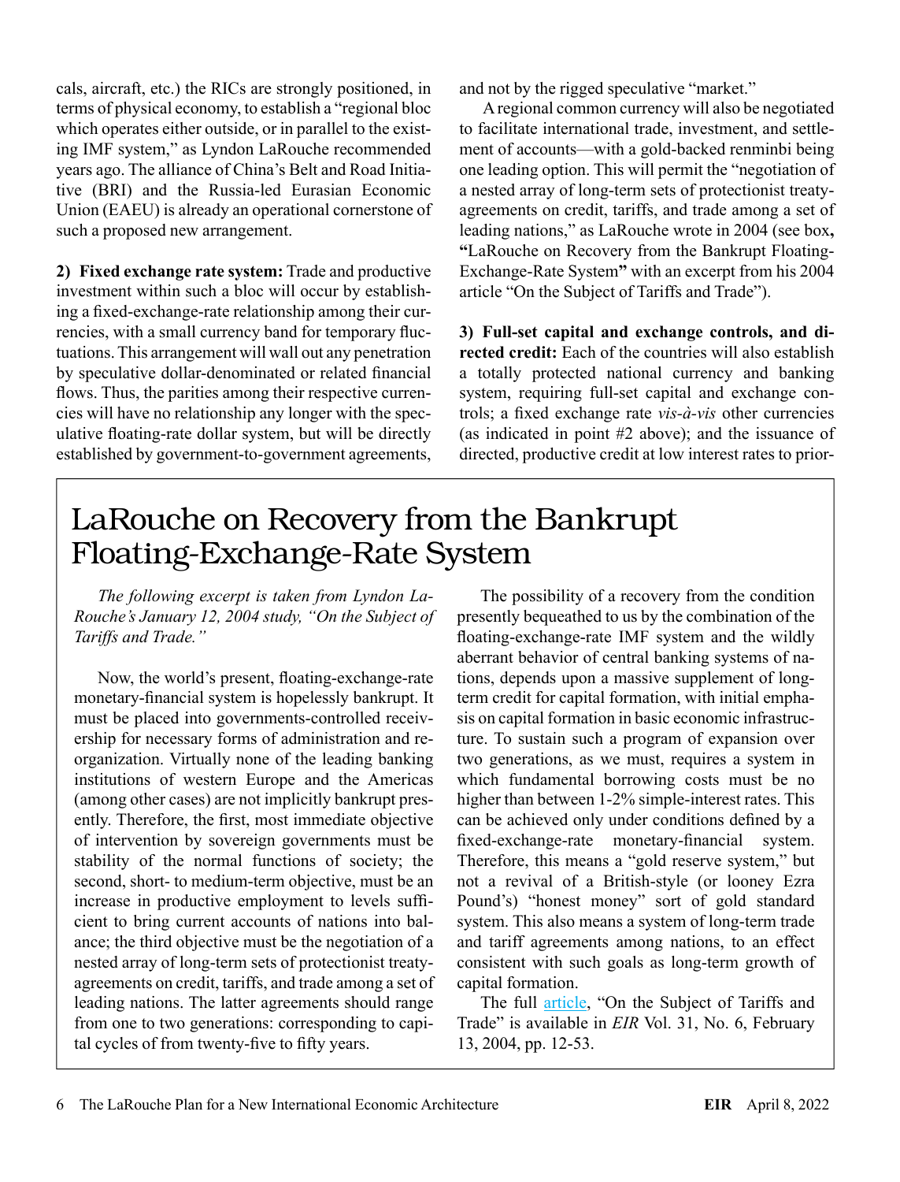cals, aircraft, etc.) the RICs are strongly positioned, in terms of physical economy, to establish a "regional bloc which operates either outside, or in parallel to the existing IMF system," as Lyndon LaRouche recommended years ago. The alliance of China's Belt and Road Initiative (BRI) and the Russia-led Eurasian Economic Union (EAEU) is already an operational cornerstone of such a proposed new arrangement.

**2) Fixed exchange rate system:** Trade and productive investment within such a bloc will occur by establishing a fixed-exchange-rate relationship among their currencies, with a small currency band for temporary fluctuations. This arrangement will wall out any penetration by speculative dollar-denominated or related financial flows. Thus, the parities among their respective currencies will have no relationship any longer with the speculative floating-rate dollar system, but will be directly established by government-to-government agreements, and not by the rigged speculative "market."

A regional common currency will also be negotiated to facilitate international trade, investment, and settlement of accounts—with a gold-backed renminbi being one leading option. This will permit the "negotiation of a nested array of long-term sets of protectionist treaty-agreements on credit, tariffs, and trade among a set of leading nations," as LaRouche wrote in 2004 (see box, **"**LaRouche on Recovery from the Bankrupt Floating-Exchange-Rate System**"** with an excerpt from his 2004 article "On the Subject of Tariffs and Trade").

**3) Full-set capital and exchange controls, and directed credit:** Each of the countries will also establish a totally protected national currency and banking system, requiring full-set capital and exchange controls; a fixed exchange rate *vis-à-vis* other currencies (as indicated in point #2 above); and the issuance of directed, productive credit at low interest rates to prior-

## LaRouche on Recovery from the Bankrupt Floating-Exchange-Rate System

*The following excerpt is taken from Lyndon LaRouche's January 12, 2004 study, "On the Subject of Tariffs and Trade."*

Now, the world's present, floating-exchange-rate monetary-financial system is hopelessly bankrupt. It must be placed into governments-controlled receivership for necessary forms of administration and reorganization. Virtually none of the leading banking institutions of western Europe and the Americas (among other cases) are not implicitly bankrupt presently. Therefore, the first, most immediate objective of intervention by sovereign governments must be stability of the normal functions of society; the second, short- to medium-term objective, must be an increase in productive employment to levels sufficient to bring current accounts of nations into balance; the third objective must be the negotiation of a nested array of long-term sets of protectionist treaty-agreements on credit, tariffs, and trade among a set of leading nations. The latter agreements should range from one to two generations: corresponding to capital cycles of from twenty-five to fifty years.

The possibility of a recovery from the condition presently bequeathed to us by the combination of the floating-exchange-rate IMF system and the wildly aberrant behavior of central banking systems of nations, depends upon a massive supplement of long-term credit for capital formation, with initial emphasis on capital formation in basic economic infrastructure. To sustain such a program of expansion over two generations, as we must, requires a system in which fundamental borrowing costs must be no higher than between 1-2% simple-interest rates. This can be achieved only under conditions defined by a fixed-exchange-rate monetary-financial system. Therefore, this means a "gold reserve system," but not a revival of a British-style (or looney Ezra Pound's) "honest money" sort of gold standard system. This also means a system of long-term trade and tariff agreements among nations, to an effect consistent with such goals as long-term growth of capital formation.

The full article, "On the Subject of Tariffs and Trade" is available in *EIR* Vol. 31, No. 6, February 13, 2004, pp. 12-53.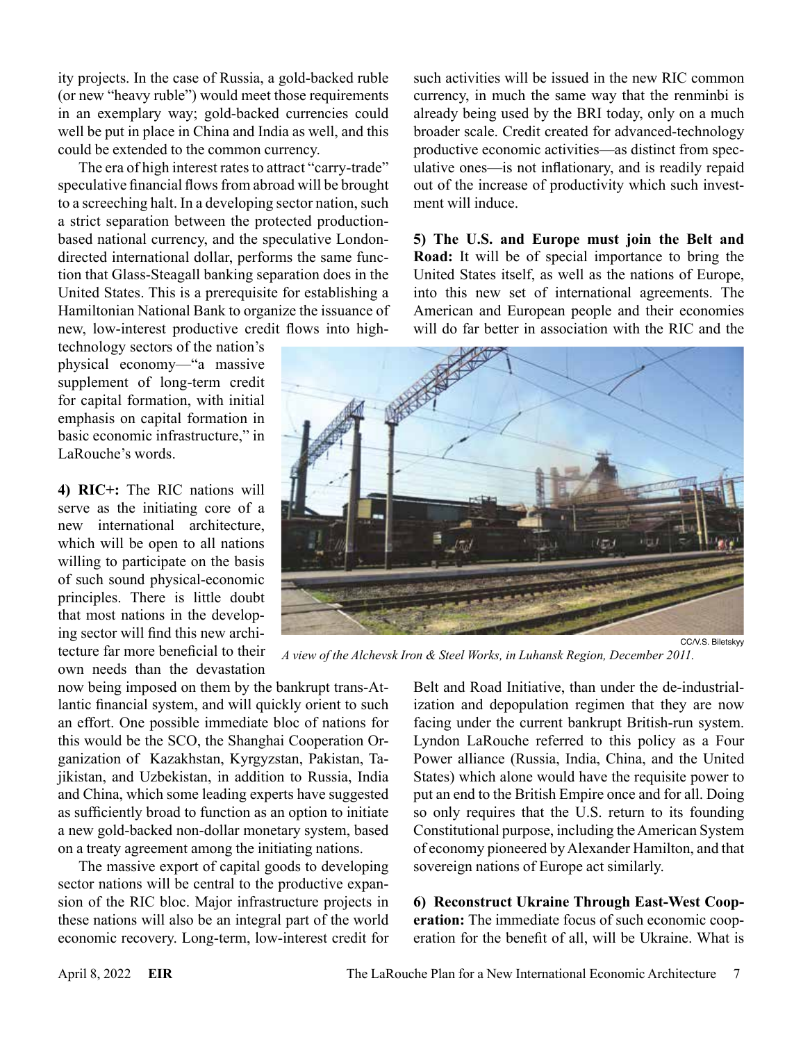ity projects. In the case of Russia, a gold-backed ruble (or new "heavy ruble") would meet those requirements in an exemplary way; gold-backed currencies could well be put in place in China and India as well, and this could be extended to the common currency.

The era of high interest rates to attract "carry-trade" speculative financial flows from abroad will be brought to a screeching halt. In a developing sector nation, such a strict separation between the protected production-based national currency, and the speculative London-directed international dollar, performs the same function that Glass-Steagall banking separation does in the United States. This is a prerequisite for establishing a Hamiltonian National Bank to organize the issuance of new, low-interest productive credit flows into high-technology sectors of the nation's physical economy—"a massive supplement of long-term credit for capital formation, with initial emphasis on capital formation in basic economic infrastructure," in LaRouche's words.

**4) RIC+:** The RIC nations will serve as the initiating core of a new international architecture, which will be open to all nations willing to participate on the basis of such sound physical-economic principles. There is little doubt that most nations in the developing sector will find this new architecture far more beneficial to their own needs than the devastation now being imposed on them by the bankrupt trans-Atlantic financial system, and will quickly orient to such an effort. One possible immediate bloc of nations for this would be the SCO, the Shanghai Cooperation Organization of Kazakhstan, Kyrgyzstan, Pakistan, Tajikistan, and Uzbekistan, in addition to Russia, India and China, which some leading experts have suggested as sufficiently broad to function as an option to initiate a new gold-backed non-dollar monetary system, based on a treaty agreement among the initiating nations.

The massive export of capital goods to developing sector nations will be central to the productive expansion of the RIC bloc. Major infrastructure projects in these nations will also be an integral part of the world economic recovery. Long-term, low-interest credit for such activities will be issued in the new RIC common currency, in much the same way that the renminbi is already being used by the BRI today, only on a much broader scale. Credit created for advanced-technology productive economic activities—as distinct from speculative ones—is not inflationary, and is readily repaid out of the increase of productivity which such investment will induce.

**5) The U.S. and Europe must join the Belt and Road:** It will be of special importance to bring the United States itself, as well as the nations of Europe, into this new set of international agreements. The American and European people and their economies will do far better in association with the RIC and the Belt and Road Initiative, than under the de-industrialization and depopulation regimen that they are now facing under the current bankrupt British-run system. Lyndon LaRouche referred to this policy as a Four Power alliance (Russia, India, China, and the United States) which alone would have the requisite power to put an end to the British Empire once and for all. Doing so only requires that the U.S. return to its founding Constitutional purpose, including the American System of economy pioneered by Alexander Hamilton, and that sovereign nations of Europe act similarly.

CC/V.S. Biletskyy

*A view of the Alchevsk Iron & Steel Works, in Luhansk Region, December 2011.*

**6) Reconstruct Ukraine Through East-West Cooperation:** The immediate focus of such economic cooperation for the benefit of all, will be Ukraine. What is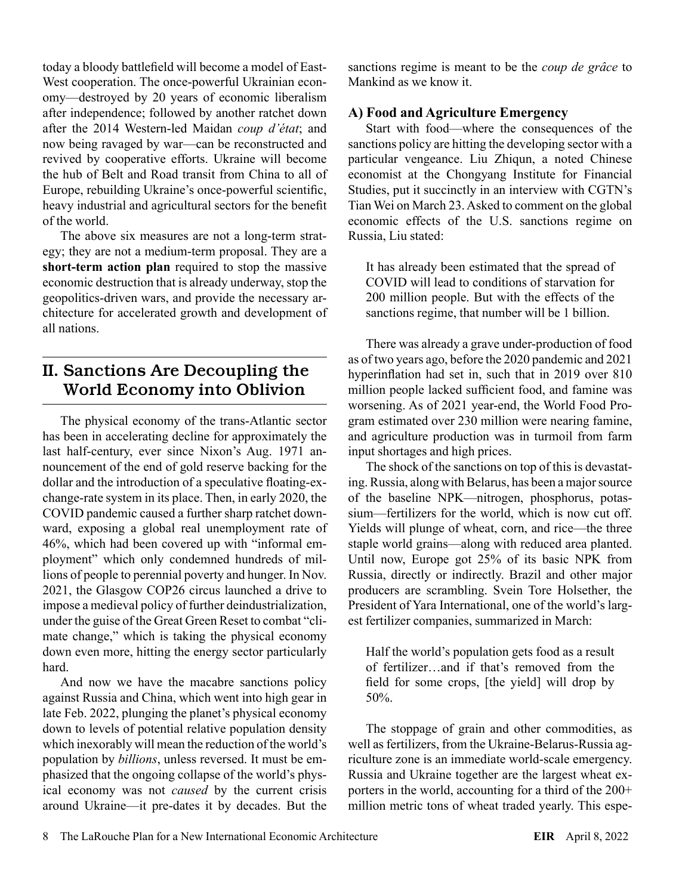today a bloody battlefield will become a model of East-West cooperation. The once-powerful Ukrainian economy—destroyed by 20 years of economic liberalism after independence; followed by another ratchet down after the 2014 Western-led Maidan *coup d'état*; and now being ravaged by war—can be reconstructed and revived by cooperative efforts. Ukraine will become the hub of Belt and Road transit from China to all of Europe, rebuilding Ukraine's once-powerful scientific, heavy industrial and agricultural sectors for the benefit of the world.

The above six measures are not a long-term strategy; they are not a medium-term proposal. They are a **short-term action plan** required to stop the massive economic destruction that is already underway, stop the geopolitics-driven wars, and provide the necessary architecture for accelerated growth and development of all nations.

## II. Sanctions Are Decoupling the World Economy into Oblivion

The physical economy of the trans-Atlantic sector has been in accelerating decline for approximately the last half-century, ever since Nixon's Aug. 1971 announcement of the end of gold reserve backing for the dollar and the introduction of a speculative floating-exchange-rate system in its place. Then, in early 2020, the COVID pandemic caused a further sharp ratchet downward, exposing a global real unemployment rate of 46%, which had been covered up with "informal employment" which only condemned hundreds of millions of people to perennial poverty and hunger. In Nov. 2021, the Glasgow COP26 circus launched a drive to impose a medieval policy of further deindustrialization, under the guise of the Great Green Reset to combat "climate change," which is taking the physical economy down even more, hitting the energy sector particularly hard.

And now we have the macabre sanctions policy against Russia and China, which went into high gear in late Feb. 2022, plunging the planet's physical economy down to levels of potential relative population density which inexorably will mean the reduction of the world's population by *billions*, unless reversed. It must be emphasized that the ongoing collapse of the world's physical economy was not *caused* by the current crisis around Ukraine—it pre-dates it by decades. But the sanctions regime is meant to be the *coup de grâce* to Mankind as we know it.

### A) Food and Agriculture Emergency

Start with food—where the consequences of the sanctions policy are hitting the developing sector with a particular vengeance. Liu Zhiqun, a noted Chinese economist at the Chongyang Institute for Financial Studies, put it succinctly in an interview with CGTN's Tian Wei on March 23. Asked to comment on the global economic effects of the U.S. sanctions regime on Russia, Liu stated:

> It has already been estimated that the spread of COVID will lead to conditions of starvation for 200 million people. But with the effects of the sanctions regime, that number will be 1 billion.

There was already a grave under-production of food as of two years ago, before the 2020 pandemic and 2021 hyperinflation had set in, such that in 2019 over 810 million people lacked sufficient food, and famine was worsening. As of 2021 year-end, the World Food Program estimated over 230 million were nearing famine, and agriculture production was in turmoil from farm input shortages and high prices.

The shock of the sanctions on top of this is devastating. Russia, along with Belarus, has been a major source of the baseline NPK—nitrogen, phosphorus, potassium—fertilizers for the world, which is now cut off. Yields will plunge of wheat, corn, and rice—the three staple world grains—along with reduced area planted. Until now, Europe got 25% of its basic NPK from Russia, directly or indirectly. Brazil and other major producers are scrambling. Svein Tore Holsether, the President of Yara International, one of the world's largest fertilizer companies, summarized in March:

> Half the world's population gets food as a result of fertilizer…and if that's removed from the field for some crops, [the yield] will drop by 50%.

The stoppage of grain and other commodities, as well as fertilizers, from the Ukraine-Belarus-Russia agriculture zone is an immediate world-scale emergency. Russia and Ukraine together are the largest wheat exporters in the world, accounting for a third of the 200+ million metric tons of wheat traded yearly. This espe-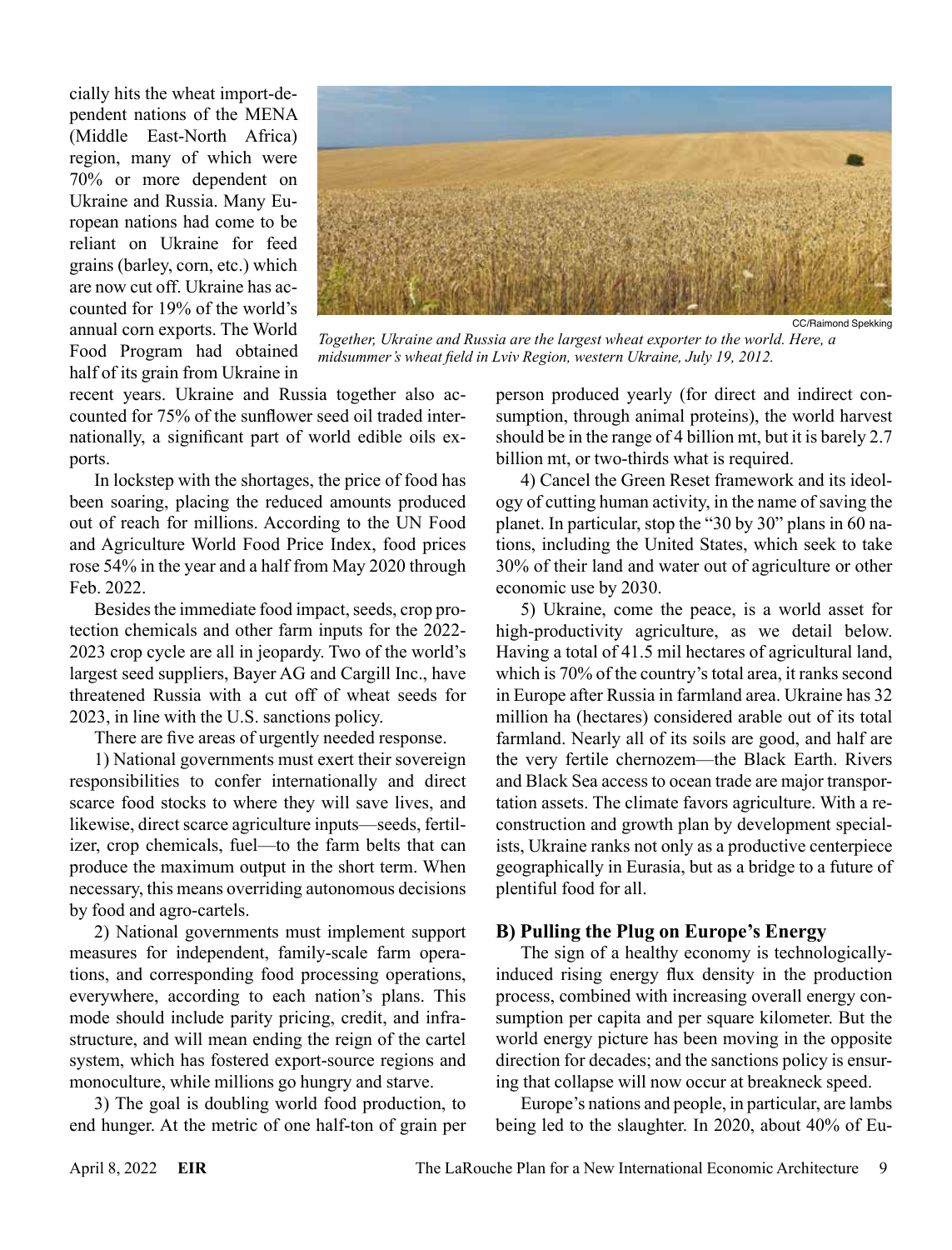cially hits the wheat import-dependent nations of the MENA (Middle East-North Africa) region, many of which were 70% or more dependent on Ukraine and Russia. Many European nations had come to be reliant on Ukraine for feed grains (barley, corn, etc.) which are now cut off. Ukraine has accounted for 19% of the world's annual corn exports. The World Food Program had obtained half of its grain from Ukraine in recent years. Ukraine and Russia together also accounted for 75% of the sunflower seed oil traded internationally, a significant part of world edible oils exports.

CC/Raimond Spekking

*Together, Ukraine and Russia are the largest wheat exporter to the world. Here, a midsummer's wheat field in Lviv Region, western Ukraine, July 19, 2012.*

In lockstep with the shortages, the price of food has been soaring, placing the reduced amounts produced out of reach for millions. According to the UN Food and Agriculture World Food Price Index, food prices rose 54% in the year and a half from May 2020 through Feb. 2022.

Besides the immediate food impact, seeds, crop protection chemicals and other farm inputs for the 2022-2023 crop cycle are all in jeopardy. Two of the world's largest seed suppliers, Bayer AG and Cargill Inc., have threatened Russia with a cut off of wheat seeds for 2023, in line with the U.S. sanctions policy.

There are five areas of urgently needed response.

1) National governments must exert their sovereign responsibilities to confer internationally and direct scarce food stocks to where they will save lives, and likewise, direct scarce agriculture inputs—seeds, fertilizer, crop chemicals, fuel—to the farm belts that can produce the maximum output in the short term. When necessary, this means overriding autonomous decisions by food and agro-cartels.

2) National governments must implement support measures for independent, family-scale farm operations, and corresponding food processing operations, everywhere, according to each nation's plans. This mode should include parity pricing, credit, and infrastructure, and will mean ending the reign of the cartel system, which has fostered export-source regions and monoculture, while millions go hungry and starve.

3) The goal is doubling world food production, to end hunger. At the metric of one half-ton of grain per person produced yearly (for direct and indirect consumption, through animal proteins), the world harvest should be in the range of 4 billion mt, but it is barely 2.7 billion mt, or two-thirds what is required.

4) Cancel the Green Reset framework and its ideology of cutting human activity, in the name of saving the planet. In particular, stop the "30 by 30" plans in 60 nations, including the United States, which seek to take 30% of their land and water out of agriculture or other economic use by 2030.

5) Ukraine, come the peace, is a world asset for high-productivity agriculture, as we detail below. Having a total of 41.5 mil hectares of agricultural land, which is 70% of the country's total area, it ranks second in Europe after Russia in farmland area. Ukraine has 32 million ha (hectares) considered arable out of its total farmland. Nearly all of its soils are good, and half are the very fertile chernozem—the Black Earth. Rivers and Black Sea access to ocean trade are major transportation assets. The climate favors agriculture. With a reconstruction and growth plan by development specialists, Ukraine ranks not only as a productive centerpiece geographically in Eurasia, but as a bridge to a future of plentiful food for all.

### B) Pulling the Plug on Europe's Energy

The sign of a healthy economy is technologically-induced rising energy flux density in the production process, combined with increasing overall energy consumption per capita and per square kilometer. But the world energy picture has been moving in the opposite direction for decades; and the sanctions policy is ensuring that collapse will now occur at breakneck speed.

Europe's nations and people, in particular, are lambs being led to the slaughter. In 2020, about 40% of Eu-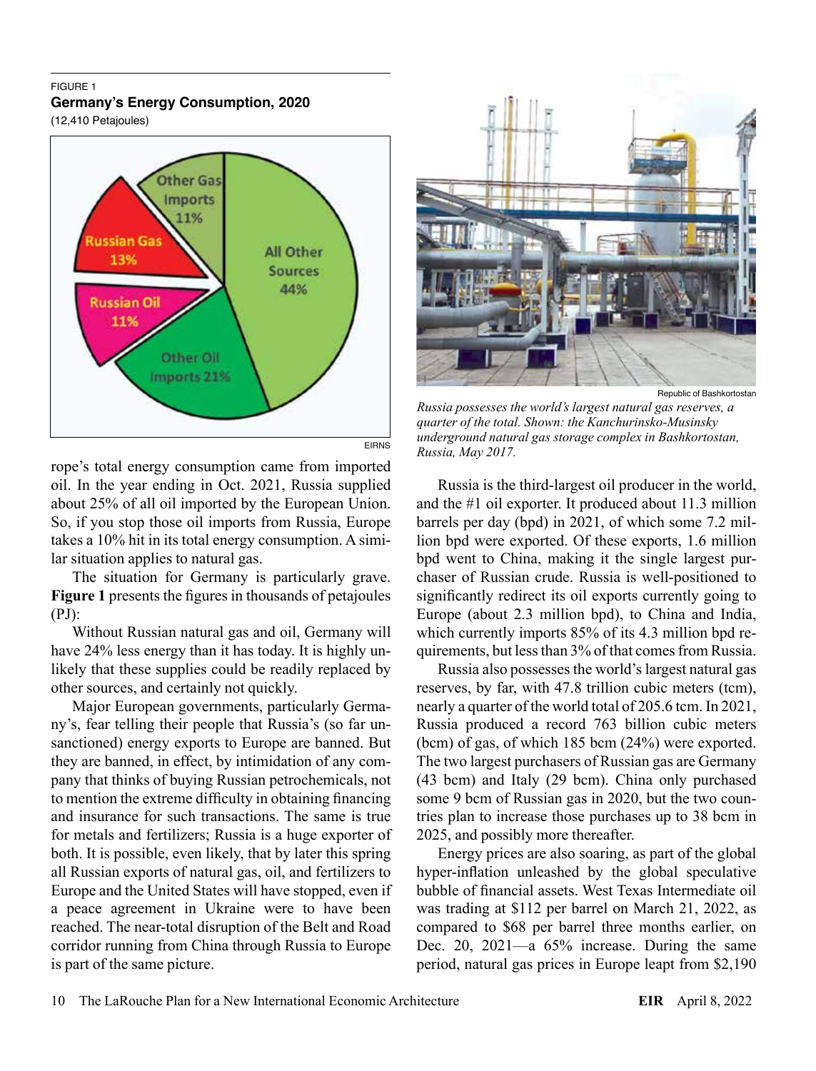FIGURE 1
**Germany's Energy Consumption, 2020**
(12,410 Petajoules)

EIRNS

rope's total energy consumption came from imported oil. In the year ending in Oct. 2021, Russia supplied about 25% of all oil imported by the European Union. So, if you stop those oil imports from Russia, Europe takes a 10% hit in its total energy consumption. A similar situation applies to natural gas.

The situation for Germany is particularly grave. **Figure 1** presents the figures in thousands of petajoules (PJ):

Without Russian natural gas and oil, Germany will have 24% less energy than it has today. It is highly unlikely that these supplies could be readily replaced by other sources, and certainly not quickly.

Major European governments, particularly Germany's, fear telling their people that Russia's (so far unsanctioned) energy exports to Europe are banned. But they are banned, in effect, by intimidation of any company that thinks of buying Russian petrochemicals, not to mention the extreme difficulty in obtaining financing and insurance for such transactions. The same is true for metals and fertilizers; Russia is a huge exporter of both. It is possible, even likely, that by later this spring all Russian exports of natural gas, oil, and fertilizers to Europe and the United States will have stopped, even if a peace agreement in Ukraine were to have been reached. The near-total disruption of the Belt and Road corridor running from China through Russia to Europe is part of the same picture.

Republic of Bashkortostan

*Russia possesses the world's largest natural gas reserves, a quarter of the total. Shown: the Kanchurinsko-Musinsky underground natural gas storage complex in Bashkortostan, Russia, May 2017.*

Russia is the third-largest oil producer in the world, and the #1 oil exporter. It produced about 11.3 million barrels per day (bpd) in 2021, of which some 7.2 million bpd were exported. Of these exports, 1.6 million bpd went to China, making it the single largest purchaser of Russian crude. Russia is well-positioned to significantly redirect its oil exports currently going to Europe (about 2.3 million bpd), to China and India, which currently imports 85% of its 4.3 million bpd requirements, but less than 3% of that comes from Russia.

Russia also possesses the world's largest natural gas reserves, by far, with 47.8 trillion cubic meters (tcm), nearly a quarter of the world total of 205.6 tcm. In 2021, Russia produced a record 763 billion cubic meters (bcm) of gas, of which 185 bcm (24%) were exported. The two largest purchasers of Russian gas are Germany (43 bcm) and Italy (29 bcm). China only purchased some 9 bcm of Russian gas in 2020, but the two countries plan to increase those purchases up to 38 bcm in 2025, and possibly more thereafter.

Energy prices are also soaring, as part of the global hyper-inflation unleashed by the global speculative bubble of financial assets. West Texas Intermediate oil was trading at $112 per barrel on March 21, 2022, as compared to $68 per barrel three months earlier, on Dec. 20, 2021—a 65% increase. During the same period, natural gas prices in Europe leapt from $2,190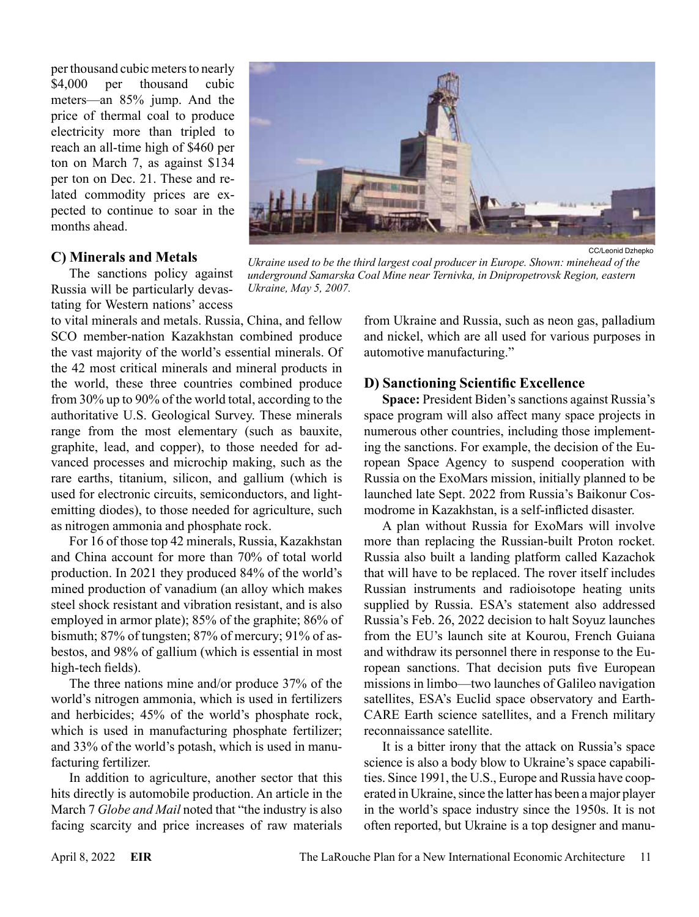per thousand cubic meters to nearly $4,000 per thousand cubic meters—an 85% jump. And the price of thermal coal to produce electricity more than tripled to reach an all-time high of $460 per ton on March 7, as against $134 per ton on Dec. 21. These and related commodity prices are expected to continue to soar in the months ahead.

CC/Leonid Dzhepko

*Ukraine used to be the third largest coal producer in Europe. Shown: minehead of the underground Samarska Coal Mine near Ternivka, in Dnipropetrovsk Region, eastern Ukraine, May 5, 2007.*

### C) Minerals and Metals

The sanctions policy against Russia will be particularly devastating for Western nations' access to vital minerals and metals. Russia, China, and fellow SCO member-nation Kazakhstan combined produce the vast majority of the world's essential minerals. Of the 42 most critical minerals and mineral products in the world, these three countries combined produce from 30% up to 90% of the world total, according to the authoritative U.S. Geological Survey. These minerals range from the most elementary (such as bauxite, graphite, lead, and copper), to those needed for advanced processes and microchip making, such as the rare earths, titanium, silicon, and gallium (which is used for electronic circuits, semiconductors, and light-emitting diodes), to those needed for agriculture, such as nitrogen ammonia and phosphate rock.

For 16 of those top 42 minerals, Russia, Kazakhstan and China account for more than 70% of total world production. In 2021 they produced 84% of the world's mined production of vanadium (an alloy which makes steel shock resistant and vibration resistant, and is also employed in armor plate); 85% of the graphite; 86% of bismuth; 87% of tungsten; 87% of mercury; 91% of asbestos, and 98% of gallium (which is essential in most high-tech fields).

The three nations mine and/or produce 37% of the world's nitrogen ammonia, which is used in fertilizers and herbicides; 45% of the world's phosphate rock, which is used in manufacturing phosphate fertilizer; and 33% of the world's potash, which is used in manufacturing fertilizer.

In addition to agriculture, another sector that this hits directly is automobile production. An article in the March 7 *Globe and Mail* noted that "the industry is also facing scarcity and price increases of raw materials from Ukraine and Russia, such as neon gas, palladium and nickel, which are all used for various purposes in automotive manufacturing."

### D) Sanctioning Scientific Excellence

**Space:** President Biden's sanctions against Russia's space program will also affect many space projects in numerous other countries, including those implementing the sanctions. For example, the decision of the European Space Agency to suspend cooperation with Russia on the ExoMars mission, initially planned to be launched late Sept. 2022 from Russia's Baikonur Cosmodrome in Kazakhstan, is a self-inflicted disaster.

A plan without Russia for ExoMars will involve more than replacing the Russian-built Proton rocket. Russia also built a landing platform called Kazachok that will have to be replaced. The rover itself includes Russian instruments and radioisotope heating units supplied by Russia. ESA's statement also addressed Russia's Feb. 26, 2022 decision to halt Soyuz launches from the EU's launch site at Kourou, French Guiana and withdraw its personnel there in response to the European sanctions. That decision puts five European missions in limbo—two launches of Galileo navigation satellites, ESA's Euclid space observatory and EarthCARE Earth science satellites, and a French military reconnaissance satellite.

It is a bitter irony that the attack on Russia's space science is also a body blow to Ukraine's space capabilities. Since 1991, the U.S., Europe and Russia have cooperated in Ukraine, since the latter has been a major player in the world's space industry since the 1950s. It is not often reported, but Ukraine is a top designer and manu-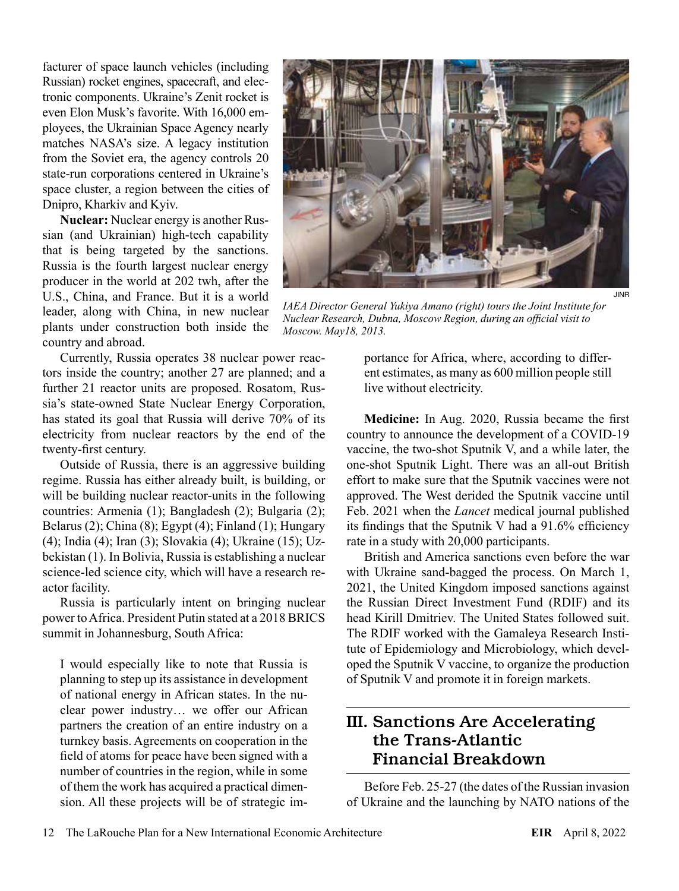facturer of space launch vehicles (including Russian) rocket engines, spacecraft, and electronic components. Ukraine's Zenit rocket is even Elon Musk's favorite. With 16,000 employees, the Ukrainian Space Agency nearly matches NASA's size. A legacy institution from the Soviet era, the agency controls 20 state-run corporations centered in Ukraine's space cluster, a region between the cities of Dnipro, Kharkiv and Kyiv.

**Nuclear:** Nuclear energy is another Russian (and Ukrainian) high-tech capability that is being targeted by the sanctions. Russia is the fourth largest nuclear energy producer in the world at 202 twh, after the U.S., China, and France. But it is a world leader, along with China, in new nuclear plants under construction both inside the country and abroad.

JINR

*IAEA Director General Yukiya Amano (right) tours the Joint Institute for Nuclear Research, Dubna, Moscow Region, during an official visit to Moscow. May18, 2013.*

Currently, Russia operates 38 nuclear power reactors inside the country; another 27 are planned; and a further 21 reactor units are proposed. Rosatom, Russia's state-owned State Nuclear Energy Corporation, has stated its goal that Russia will derive 70% of its electricity from nuclear reactors by the end of the twenty-first century.

Outside of Russia, there is an aggressive building regime. Russia has either already built, is building, or will be building nuclear reactor-units in the following countries: Armenia (1); Bangladesh (2); Bulgaria (2); Belarus (2); China (8); Egypt (4); Finland (1); Hungary (4); India (4); Iran (3); Slovakia (4); Ukraine (15); Uzbekistan (1). In Bolivia, Russia is establishing a nuclear science-led science city, which will have a research reactor facility.

Russia is particularly intent on bringing nuclear power to Africa. President Putin stated at a 2018 BRICS summit in Johannesburg, South Africa:

> I would especially like to note that Russia is planning to step up its assistance in development of national energy in African states. In the nuclear power industry… we offer our African partners the creation of an entire industry on a turnkey basis. Agreements on cooperation in the field of atoms for peace have been signed with a number of countries in the region, while in some of them the work has acquired a practical dimension. All these projects will be of strategic importance for Africa, where, according to different estimates, as many as 600 million people still live without electricity.

**Medicine:** In Aug. 2020, Russia became the first country to announce the development of a COVID-19 vaccine, the two-shot Sputnik V, and a while later, the one-shot Sputnik Light. There was an all-out British effort to make sure that the Sputnik vaccines were not approved. The West derided the Sputnik vaccine until Feb. 2021 when the *Lancet* medical journal published its findings that the Sputnik V had a 91.6% efficiency rate in a study with 20,000 participants.

British and America sanctions even before the war with Ukraine sand-bagged the process. On March 1, 2021, the United Kingdom imposed sanctions against the Russian Direct Investment Fund (RDIF) and its head Kirill Dmitriev. The United States followed suit. The RDIF worked with the Gamaleya Research Institute of Epidemiology and Microbiology, which developed the Sputnik V vaccine, to organize the production of Sputnik V and promote it in foreign markets.

## III. Sanctions Are Accelerating the Trans-Atlantic Financial Breakdown

Before Feb. 25-27 (the dates of the Russian invasion of Ukraine and the launching by NATO nations of the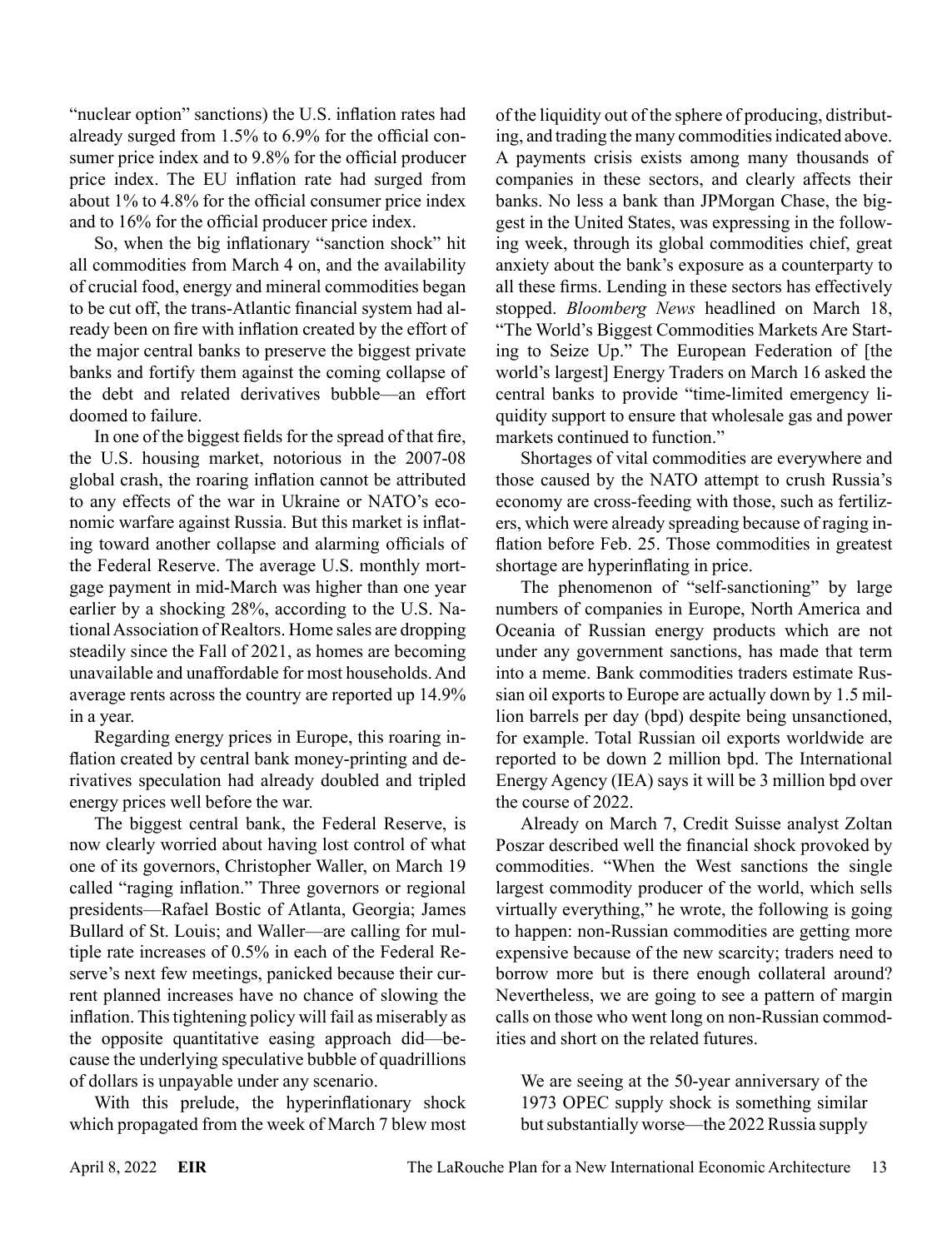"nuclear option" sanctions) the U.S. inflation rates had already surged from 1.5% to 6.9% for the official consumer price index and to 9.8% for the official producer price index. The EU inflation rate had surged from about 1% to 4.8% for the official consumer price index and to 16% for the official producer price index.

So, when the big inflationary "sanction shock" hit all commodities from March 4 on, and the availability of crucial food, energy and mineral commodities began to be cut off, the trans-Atlantic financial system had already been on fire with inflation created by the effort of the major central banks to preserve the biggest private banks and fortify them against the coming collapse of the debt and related derivatives bubble—an effort doomed to failure.

In one of the biggest fields for the spread of that fire, the U.S. housing market, notorious in the 2007-08 global crash, the roaring inflation cannot be attributed to any effects of the war in Ukraine or NATO's economic warfare against Russia. But this market is inflating toward another collapse and alarming officials of the Federal Reserve. The average U.S. monthly mortgage payment in mid-March was higher than one year earlier by a shocking 28%, according to the U.S. National Association of Realtors. Home sales are dropping steadily since the Fall of 2021, as homes are becoming unavailable and unaffordable for most households. And average rents across the country are reported up 14.9% in a year.

Regarding energy prices in Europe, this roaring inflation created by central bank money-printing and derivatives speculation had already doubled and tripled energy prices well before the war.

The biggest central bank, the Federal Reserve, is now clearly worried about having lost control of what one of its governors, Christopher Waller, on March 19 called "raging inflation." Three governors or regional presidents—Rafael Bostic of Atlanta, Georgia; James Bullard of St. Louis; and Waller—are calling for multiple rate increases of 0.5% in each of the Federal Reserve's next few meetings, panicked because their current planned increases have no chance of slowing the inflation. This tightening policy will fail as miserably as the opposite quantitative easing approach did—because the underlying speculative bubble of quadrillions of dollars is unpayable under any scenario.

With this prelude, the hyperinflationary shock which propagated from the week of March 7 blew most of the liquidity out of the sphere of producing, distributing, and trading the many commodities indicated above. A payments crisis exists among many thousands of companies in these sectors, and clearly affects their banks. No less a bank than JPMorgan Chase, the biggest in the United States, was expressing in the following week, through its global commodities chief, great anxiety about the bank's exposure as a counterparty to all these firms. Lending in these sectors has effectively stopped. *Bloomberg News* headlined on March 18, "The World's Biggest Commodities Markets Are Starting to Seize Up." The European Federation of [the world's largest] Energy Traders on March 16 asked the central banks to provide "time-limited emergency liquidity support to ensure that wholesale gas and power markets continued to function."

Shortages of vital commodities are everywhere and those caused by the NATO attempt to crush Russia's economy are cross-feeding with those, such as fertilizers, which were already spreading because of raging inflation before Feb. 25. Those commodities in greatest shortage are hyperinflating in price.

The phenomenon of "self-sanctioning" by large numbers of companies in Europe, North America and Oceania of Russian energy products which are not under any government sanctions, has made that term into a meme. Bank commodities traders estimate Russian oil exports to Europe are actually down by 1.5 million barrels per day (bpd) despite being unsanctioned, for example. Total Russian oil exports worldwide are reported to be down 2 million bpd. The International Energy Agency (IEA) says it will be 3 million bpd over the course of 2022.

Already on March 7, Credit Suisse analyst Zoltan Poszar described well the financial shock provoked by commodities. "When the West sanctions the single largest commodity producer of the world, which sells virtually everything," he wrote, the following is going to happen: non-Russian commodities are getting more expensive because of the new scarcity; traders need to borrow more but is there enough collateral around? Nevertheless, we are going to see a pattern of margin calls on those who went long on non-Russian commodities and short on the related futures.

> We are seeing at the 50-year anniversary of the 1973 OPEC supply shock is something similar but substantially worse—the 2022 Russia supply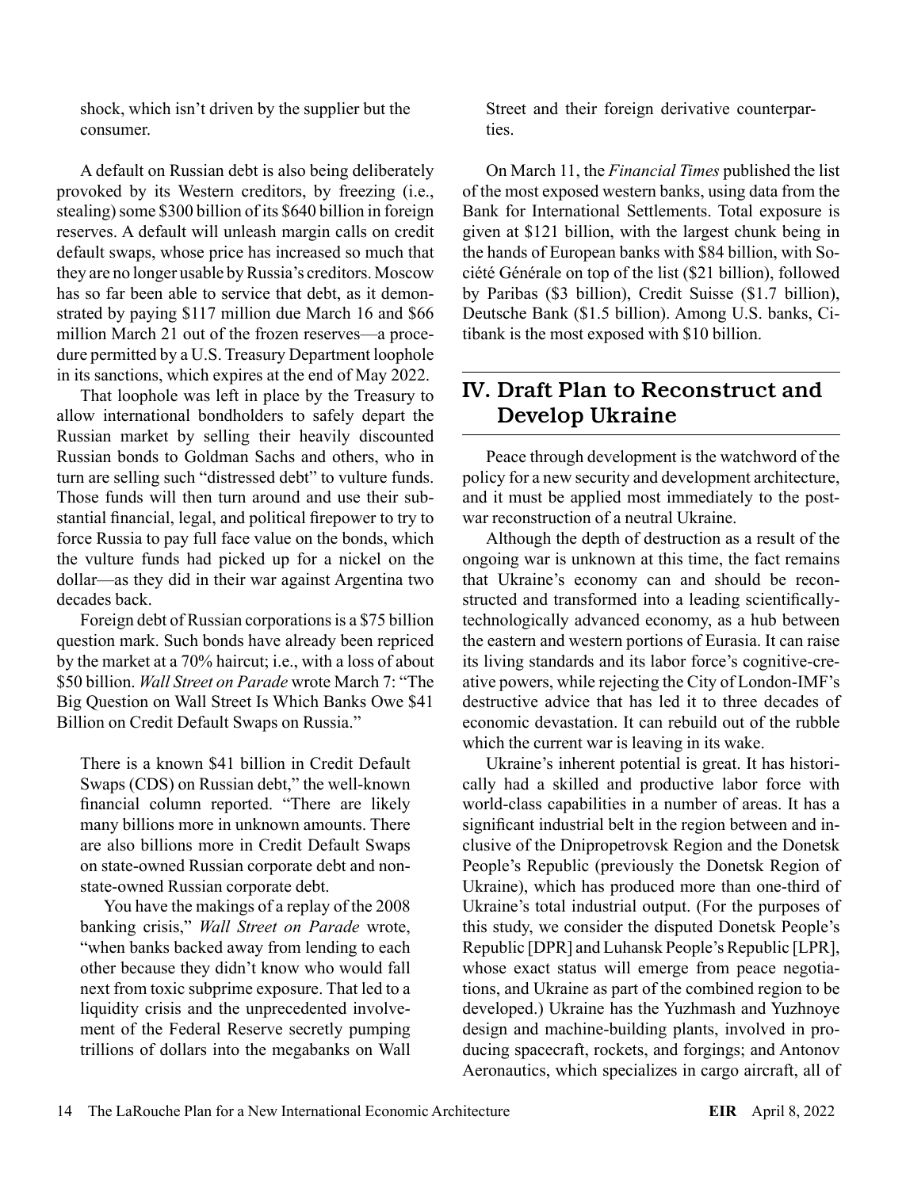shock, which isn't driven by the supplier but the consumer.

A default on Russian debt is also being deliberately provoked by its Western creditors, by freezing (i.e., stealing) some $300 billion of its $640 billion in foreign reserves. A default will unleash margin calls on credit default swaps, whose price has increased so much that they are no longer usable by Russia's creditors. Moscow has so far been able to service that debt, as it demonstrated by paying $117 million due March 16 and $66 million March 21 out of the frozen reserves—a procedure permitted by a U.S. Treasury Department loophole in its sanctions, which expires at the end of May 2022.

That loophole was left in place by the Treasury to allow international bondholders to safely depart the Russian market by selling their heavily discounted Russian bonds to Goldman Sachs and others, who in turn are selling such "distressed debt" to vulture funds. Those funds will then turn around and use their substantial financial, legal, and political firepower to try to force Russia to pay full face value on the bonds, which the vulture funds had picked up for a nickel on the dollar—as they did in their war against Argentina two decades back.

Foreign debt of Russian corporations is a $75 billion question mark. Such bonds have already been repriced by the market at a 70% haircut; i.e., with a loss of about $50 billion. *Wall Street on Parade* wrote March 7: "The Big Question on Wall Street Is Which Banks Owe $41 Billion on Credit Default Swaps on Russia."

> There is a known $41 billion in Credit Default Swaps (CDS) on Russian debt," the well-known financial column reported. "There are likely many billions more in unknown amounts. There are also billions more in Credit Default Swaps on state-owned Russian corporate debt and non-state-owned Russian corporate debt.
>
> You have the makings of a replay of the 2008 banking crisis," *Wall Street on Parade* wrote, "when banks backed away from lending to each other because they didn't know who would fall next from toxic subprime exposure. That led to a liquidity crisis and the unprecedented involvement of the Federal Reserve secretly pumping trillions of dollars into the megabanks on Wall Street and their foreign derivative counterparties.

On March 11, the *Financial Times* published the list of the most exposed western banks, using data from the Bank for International Settlements. Total exposure is given at $121 billion, with the largest chunk being in the hands of European banks with $84 billion, with Société Générale on top of the list ($21 billion), followed by Paribas ($3 billion), Credit Suisse ($1.7 billion), Deutsche Bank ($1.5 billion). Among U.S. banks, Citibank is the most exposed with $10 billion.

## IV. Draft Plan to Reconstruct and Develop Ukraine

Peace through development is the watchword of the policy for a new security and development architecture, and it must be applied most immediately to the post-war reconstruction of a neutral Ukraine.

Although the depth of destruction as a result of the ongoing war is unknown at this time, the fact remains that Ukraine's economy can and should be reconstructed and transformed into a leading scientifically-technologically advanced economy, as a hub between the eastern and western portions of Eurasia. It can raise its living standards and its labor force's cognitive-creative powers, while rejecting the City of London-IMF's destructive advice that has led it to three decades of economic devastation. It can rebuild out of the rubble which the current war is leaving in its wake.

Ukraine's inherent potential is great. It has historically had a skilled and productive labor force with world-class capabilities in a number of areas. It has a significant industrial belt in the region between and inclusive of the Dnipropetrovsk Region and the Donetsk People's Republic (previously the Donetsk Region of Ukraine), which has produced more than one-third of Ukraine's total industrial output. (For the purposes of this study, we consider the disputed Donetsk People's Republic [DPR] and Luhansk People's Republic [LPR], whose exact status will emerge from peace negotiations, and Ukraine as part of the combined region to be developed.) Ukraine has the Yuzhmash and Yuzhnoye design and machine-building plants, involved in producing spacecraft, rockets, and forgings; and Antonov Aeronautics, which specializes in cargo aircraft, all of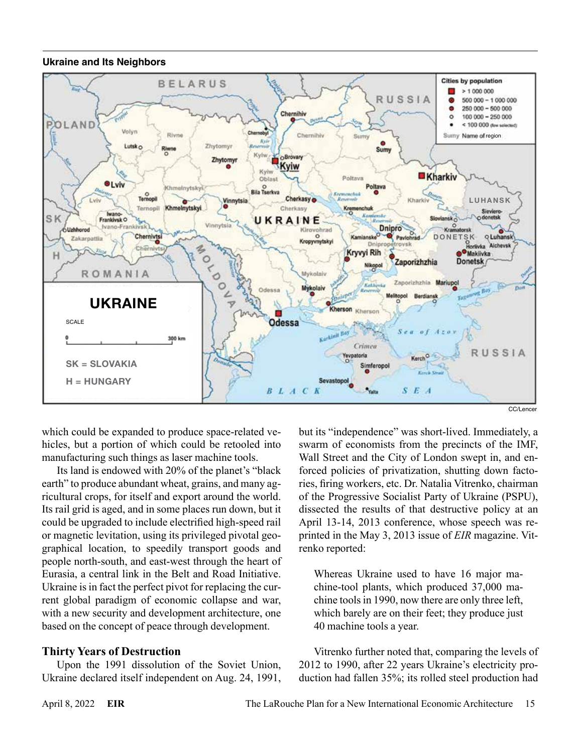**Ukraine and Its Neighbors**

CC/Lencer

which could be expanded to produce space-related vehicles, but a portion of which could be retooled into manufacturing such things as laser machine tools.

Its land is endowed with 20% of the planet's "black earth" to produce abundant wheat, grains, and many agricultural crops, for itself and export around the world. Its rail grid is aged, and in some places run down, but it could be upgraded to include electrified high-speed rail or magnetic levitation, using its privileged pivotal geographical location, to speedily transport goods and people north-south, and east-west through the heart of Eurasia, a central link in the Belt and Road Initiative. Ukraine is in fact the perfect pivot for replacing the current global paradigm of economic collapse and war, with a new security and development architecture, one based on the concept of peace through development.

## Thirty Years of Destruction

Upon the 1991 dissolution of the Soviet Union, Ukraine declared itself independent on Aug. 24, 1991, but its "independence" was short-lived. Immediately, a swarm of economists from the precincts of the IMF, Wall Street and the City of London swept in, and enforced policies of privatization, shutting down factories, firing workers, etc. Dr. Natalia Vitrenko, chairman of the Progressive Socialist Party of Ukraine (PSPU), dissected the results of that destructive policy at an April 13-14, 2013 conference, whose speech was reprinted in the May 3, 2013 issue of *EIR* magazine. Vitrenko reported:

> Whereas Ukraine used to have 16 major machine-tool plants, which produced 37,000 machine tools in 1990, now there are only three left, which barely are on their feet; they produce just 40 machine tools a year.

Vitrenko further noted that, comparing the levels of 2012 to 1990, after 22 years Ukraine's electricity production had fallen 35%; its rolled steel production had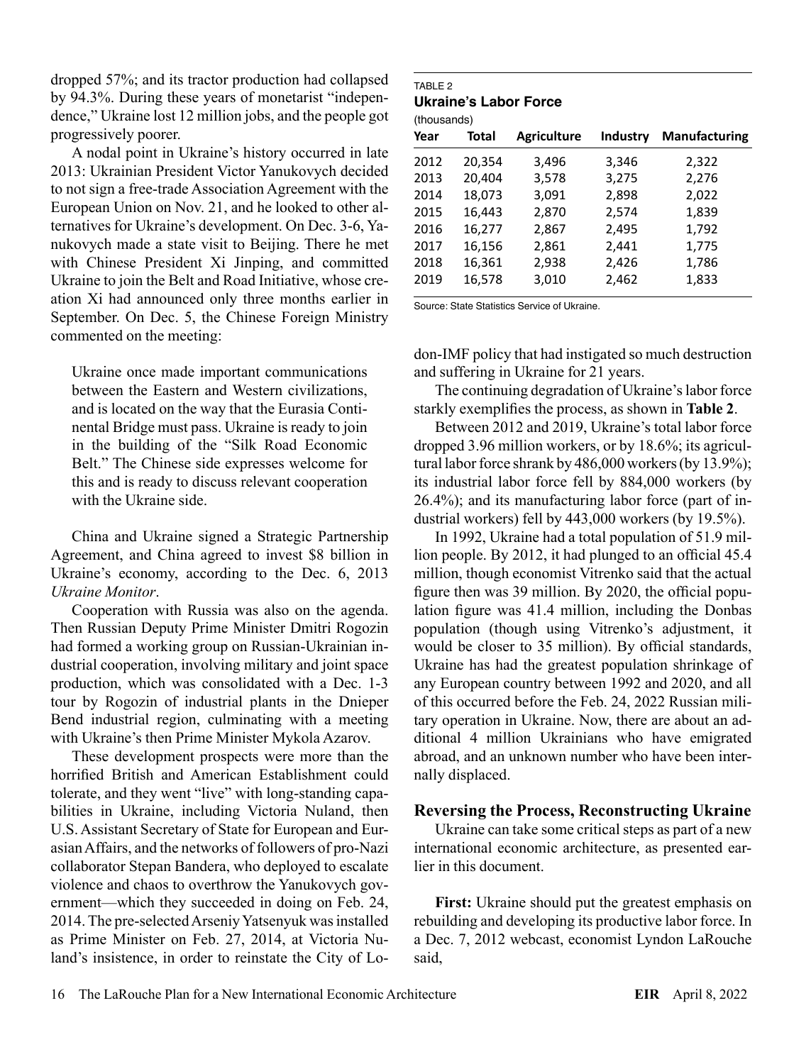dropped 57%; and its tractor production had collapsed by 94.3%. During these years of monetarist "independence," Ukraine lost 12 million jobs, and the people got progressively poorer.

A nodal point in Ukraine's history occurred in late 2013: Ukrainian President Victor Yanukovych decided to not sign a free-trade Association Agreement with the European Union on Nov. 21, and he looked to other alternatives for Ukraine's development. On Dec. 3-6, Yanukovych made a state visit to Beijing. There he met with Chinese President Xi Jinping, and committed Ukraine to join the Belt and Road Initiative, whose creation Xi had announced only three months earlier in September. On Dec. 5, the Chinese Foreign Ministry commented on the meeting:

> Ukraine once made important communications between the Eastern and Western civilizations, and is located on the way that the Eurasia Continental Bridge must pass. Ukraine is ready to join in the building of the "Silk Road Economic Belt." The Chinese side expresses welcome for this and is ready to discuss relevant cooperation with the Ukraine side.

China and Ukraine signed a Strategic Partnership Agreement, and China agreed to invest $8 billion in Ukraine's economy, according to the Dec. 6, 2013 *Ukraine Monitor*.

Cooperation with Russia was also on the agenda. Then Russian Deputy Prime Minister Dmitri Rogozin had formed a working group on Russian-Ukrainian industrial cooperation, involving military and joint space production, which was consolidated with a Dec. 1-3 tour by Rogozin of industrial plants in the Dnieper Bend industrial region, culminating with a meeting with Ukraine's then Prime Minister Mykola Azarov.

These development prospects were more than the horrified British and American Establishment could tolerate, and they went "live" with long-standing capabilities in Ukraine, including Victoria Nuland, then U.S. Assistant Secretary of State for European and Eurasian Affairs, and the networks of followers of pro-Nazi collaborator Stepan Bandera, who deployed to escalate violence and chaos to overthrow the Yanukovych government—which they succeeded in doing on Feb. 24, 2014. The pre-selected Arseniy Yatsenyuk was installed as Prime Minister on Feb. 27, 2014, at Victoria Nuland's insistence, in order to reinstate the City of London-IMF policy that had instigated so much destruction and suffering in Ukraine for 21 years.

TABLE 2
**Ukraine's Labor Force**
(thousands)

| Year | Total | Agriculture | Industry | Manufacturing |
|---|---|---|---|---|
| 2012 | 20,354 | 3,496 | 3,346 | 2,322 |
| 2013 | 20,404 | 3,578 | 3,275 | 2,276 |
| 2014 | 18,073 | 3,091 | 2,898 | 2,022 |
| 2015 | 16,443 | 2,870 | 2,574 | 1,839 |
| 2016 | 16,277 | 2,867 | 2,495 | 1,792 |
| 2017 | 16,156 | 2,861 | 2,441 | 1,775 |
| 2018 | 16,361 | 2,938 | 2,426 | 1,786 |
| 2019 | 16,578 | 3,010 | 2,462 | 1,833 |

Source: State Statistics Service of Ukraine.

The continuing degradation of Ukraine's labor force starkly exemplifies the process, as shown in **Table 2**.

Between 2012 and 2019, Ukraine's total labor force dropped 3.96 million workers, or by 18.6%; its agricultural labor force shrank by 486,000 workers (by 13.9%); its industrial labor force fell by 884,000 workers (by 26.4%); and its manufacturing labor force (part of industrial workers) fell by 443,000 workers (by 19.5%).

In 1992, Ukraine had a total population of 51.9 million people. By 2012, it had plunged to an official 45.4 million, though economist Vitrenko said that the actual figure then was 39 million. By 2020, the official population figure was 41.4 million, including the Donbas population (though using Vitrenko's adjustment, it would be closer to 35 million). By official standards, Ukraine has had the greatest population shrinkage of any European country between 1992 and 2020, and all of this occurred before the Feb. 24, 2022 Russian military operation in Ukraine. Now, there are about an additional 4 million Ukrainians who have emigrated abroad, and an unknown number who have been internally displaced.

## Reversing the Process, Reconstructing Ukraine

Ukraine can take some critical steps as part of a new international economic architecture, as presented earlier in this document.

**First:** Ukraine should put the greatest emphasis on rebuilding and developing its productive labor force. In a Dec. 7, 2012 webcast, economist Lyndon LaRouche said,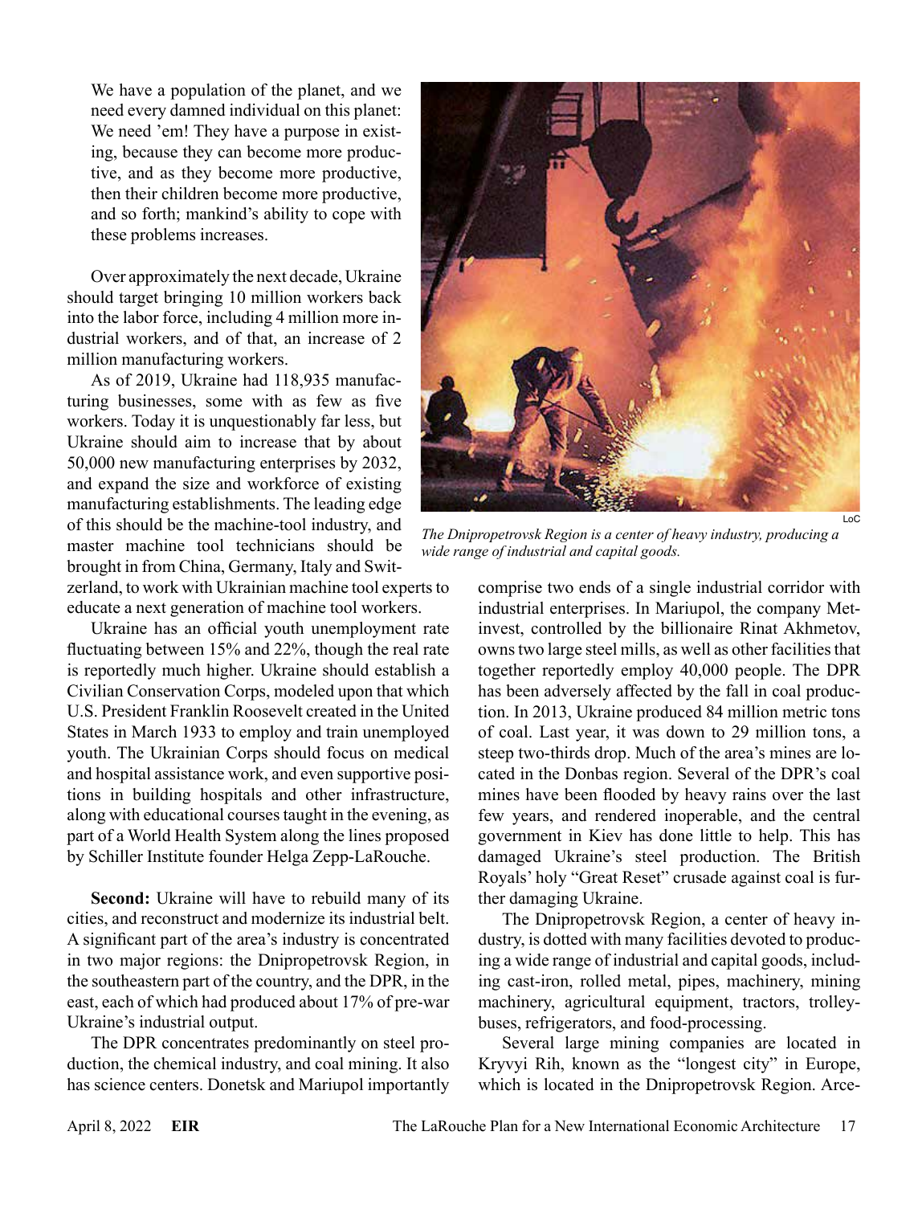> We have a population of the planet, and we need every damned individual on this planet: We need 'em! They have a purpose in existing, because they can become more productive, and as they become more productive, then their children become more productive, and so forth; mankind's ability to cope with these problems increases.

Over approximately the next decade, Ukraine should target bringing 10 million workers back into the labor force, including 4 million more industrial workers, and of that, an increase of 2 million manufacturing workers.

As of 2019, Ukraine had 118,935 manufacturing businesses, some with as few as five workers. Today it is unquestionably far less, but Ukraine should aim to increase that by about 50,000 new manufacturing enterprises by 2032, and expand the size and workforce of existing manufacturing establishments. The leading edge of this should be the machine-tool industry, and master machine tool technicians should be brought in from China, Germany, Italy and Switzerland, to work with Ukrainian machine tool experts to educate a next generation of machine tool workers.

Ukraine has an official youth unemployment rate fluctuating between 15% and 22%, though the real rate is reportedly much higher. Ukraine should establish a Civilian Conservation Corps, modeled upon that which U.S. President Franklin Roosevelt created in the United States in March 1933 to employ and train unemployed youth. The Ukrainian Corps should focus on medical and hospital assistance work, and even supportive positions in building hospitals and other infrastructure, along with educational courses taught in the evening, as part of a World Health System along the lines proposed by Schiller Institute founder Helga Zepp-LaRouche.

**Second:** Ukraine will have to rebuild many of its cities, and reconstruct and modernize its industrial belt. A significant part of the area's industry is concentrated in two major regions: the Dnipropetrovsk Region, in the southeastern part of the country, and the DPR, in the east, each of which had produced about 17% of pre-war Ukraine's industrial output.

The DPR concentrates predominantly on steel production, the chemical industry, and coal mining. It also has science centers. Donetsk and Mariupol importantly comprise two ends of a single industrial corridor with industrial enterprises. In Mariupol, the company Metinvest, controlled by the billionaire Rinat Akhmetov, owns two large steel mills, as well as other facilities that together reportedly employ 40,000 people. The DPR has been adversely affected by the fall in coal production. In 2013, Ukraine produced 84 million metric tons of coal. Last year, it was down to 29 million tons, a steep two-thirds drop. Much of the area's mines are located in the Donbas region. Several of the DPR's coal mines have been flooded by heavy rains over the last few years, and rendered inoperable, and the central government in Kiev has done little to help. This has damaged Ukraine's steel production. The British Royals' holy "Great Reset" crusade against coal is further damaging Ukraine.

LoC

*The Dnipropetrovsk Region is a center of heavy industry, producing a wide range of industrial and capital goods.*

The Dnipropetrovsk Region, a center of heavy industry, is dotted with many facilities devoted to producing a wide range of industrial and capital goods, including cast-iron, rolled metal, pipes, machinery, mining machinery, agricultural equipment, tractors, trolleybuses, refrigerators, and food-processing.

Several large mining companies are located in Kryvyi Rih, known as the "longest city" in Europe, which is located in the Dnipropetrovsk Region. Arce-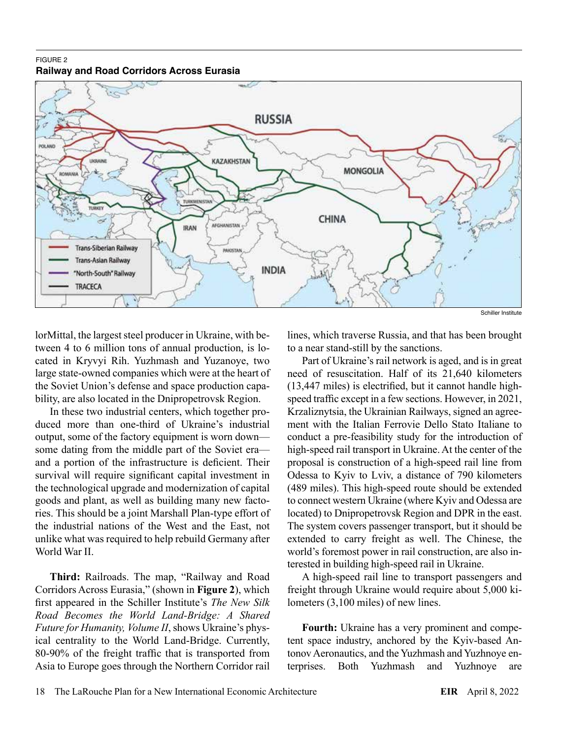FIGURE 2
**Railway and Road Corridors Across Eurasia**

Schiller Institute

lorMittal, the largest steel producer in Ukraine, with between 4 to 6 million tons of annual production, is located in Kryvyi Rih. Yuzhmash and Yuzanoye, two large state-owned companies which were at the heart of the Soviet Union's defense and space production capability, are also located in the Dnipropetrovsk Region.

In these two industrial centers, which together produced more than one-third of Ukraine's industrial output, some of the factory equipment is worn down—some dating from the middle part of the Soviet era—and a portion of the infrastructure is deficient. Their survival will require significant capital investment in the technological upgrade and modernization of capital goods and plant, as well as building many new factories. This should be a joint Marshall Plan-type effort of the industrial nations of the West and the East, not unlike what was required to help rebuild Germany after World War II.

**Third:** Railroads. The map, "Railway and Road Corridors Across Eurasia," (shown in **Figure 2**), which first appeared in the Schiller Institute's *The New Silk Road Becomes the World Land-Bridge: A Shared Future for Humanity, Volume II*, shows Ukraine's physical centrality to the World Land-Bridge. Currently, 80-90% of the freight traffic that is transported from Asia to Europe goes through the Northern Corridor rail lines, which traverse Russia, and that has been brought to a near stand-still by the sanctions.

Part of Ukraine's rail network is aged, and is in great need of resuscitation. Half of its 21,640 kilometers (13,447 miles) is electrified, but it cannot handle high-speed traffic except in a few sections. However, in 2021, Krzaliznytsia, the Ukrainian Railways, signed an agreement with the Italian Ferrovie Dello Stato Italiane to conduct a pre-feasibility study for the introduction of high-speed rail transport in Ukraine. At the center of the proposal is construction of a high-speed rail line from Odessa to Kyiv to Lviv, a distance of 790 kilometers (489 miles). This high-speed route should be extended to connect western Ukraine (where Kyiv and Odessa are located) to Dnipropetrovsk Region and DPR in the east. The system covers passenger transport, but it should be extended to carry freight as well. The Chinese, the world's foremost power in rail construction, are also interested in building high-speed rail in Ukraine.

A high-speed rail line to transport passengers and freight through Ukraine would require about 5,000 kilometers (3,100 miles) of new lines.

**Fourth:** Ukraine has a very prominent and competent space industry, anchored by the Kyiv-based Antonov Aeronautics, and the Yuzhmash and Yuzhnoye enterprises. Both Yuzhmash and Yuzhnoye are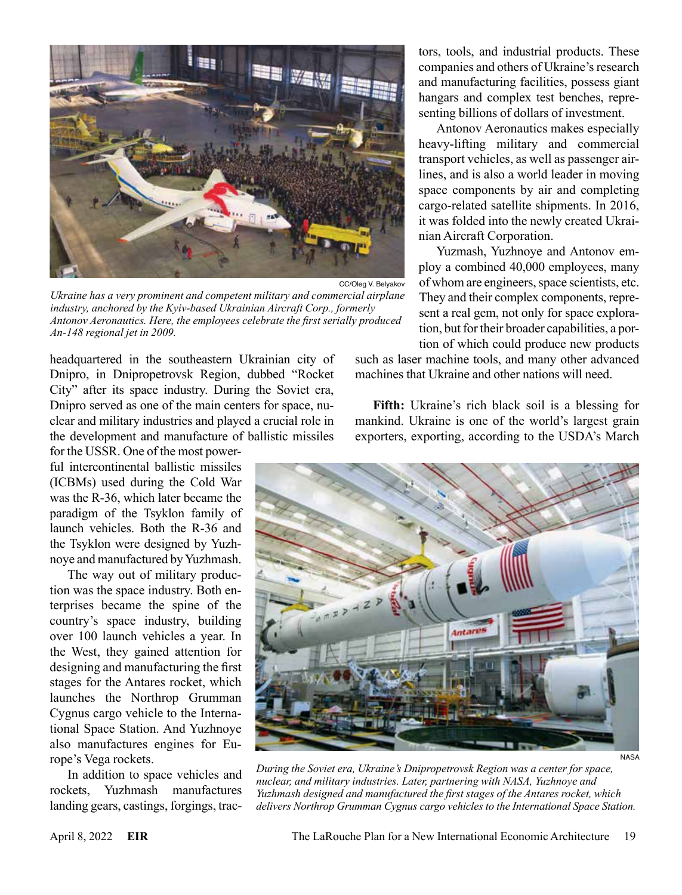CC/Oleg V. Belyakov

*Ukraine has a very prominent and competent military and commercial airplane industry, anchored by the Kyiv-based Ukrainian Aircraft Corp., formerly Antonov Aeronautics. Here, the employees celebrate the first serially produced An-148 regional jet in 2009.*

headquartered in the southeastern Ukrainian city of Dnipro, in Dnipropetrovsk Region, dubbed "Rocket City" after its space industry. During the Soviet era, Dnipro served as one of the main centers for space, nuclear and military industries and played a crucial role in the development and manufacture of ballistic missiles for the USSR. One of the most powerful intercontinental ballistic missiles (ICBMs) used during the Cold War was the R-36, which later became the paradigm of the Tsyklon family of launch vehicles. Both the R-36 and the Tsyklon were designed by Yuzhnoye and manufactured by Yuzhmash.

The way out of military production was the space industry. Both enterprises became the spine of the country's space industry, building over 100 launch vehicles a year. In the West, they gained attention for designing and manufacturing the first stages for the Antares rocket, which launches the Northrop Grumman Cygnus cargo vehicle to the International Space Station. And Yuzhnoye also manufactures engines for Europe's Vega rockets.

In addition to space vehicles and rockets, Yuzhmash manufactures landing gears, castings, forgings, tractors, tools, and industrial products. These companies and others of Ukraine's research and manufacturing facilities, possess giant hangars and complex test benches, representing billions of dollars of investment.

Antonov Aeronautics makes especially heavy-lifting military and commercial transport vehicles, as well as passenger airlines, and is also a world leader in moving space components by air and completing cargo-related satellite shipments. In 2016, it was folded into the newly created Ukrainian Aircraft Corporation.

Yuzmash, Yuzhnoye and Antonov employ a combined 40,000 employees, many of whom are engineers, space scientists, etc. They and their complex components, represent a real gem, not only for space exploration, but for their broader capabilities, a portion of which could produce new products such as laser machine tools, and many other advanced machines that Ukraine and other nations will need.

**Fifth:** Ukraine's rich black soil is a blessing for mankind. Ukraine is one of the world's largest grain exporters, exporting, according to the USDA's March

NASA

*During the Soviet era, Ukraine's Dnipropetrovsk Region was a center for space, nuclear, and military industries. Later, partnering with NASA, Yuzhnoye and Yuzhmash designed and manufactured the first stages of the Antares rocket, which delivers Northrop Grumman Cygnus cargo vehicles to the International Space Station.*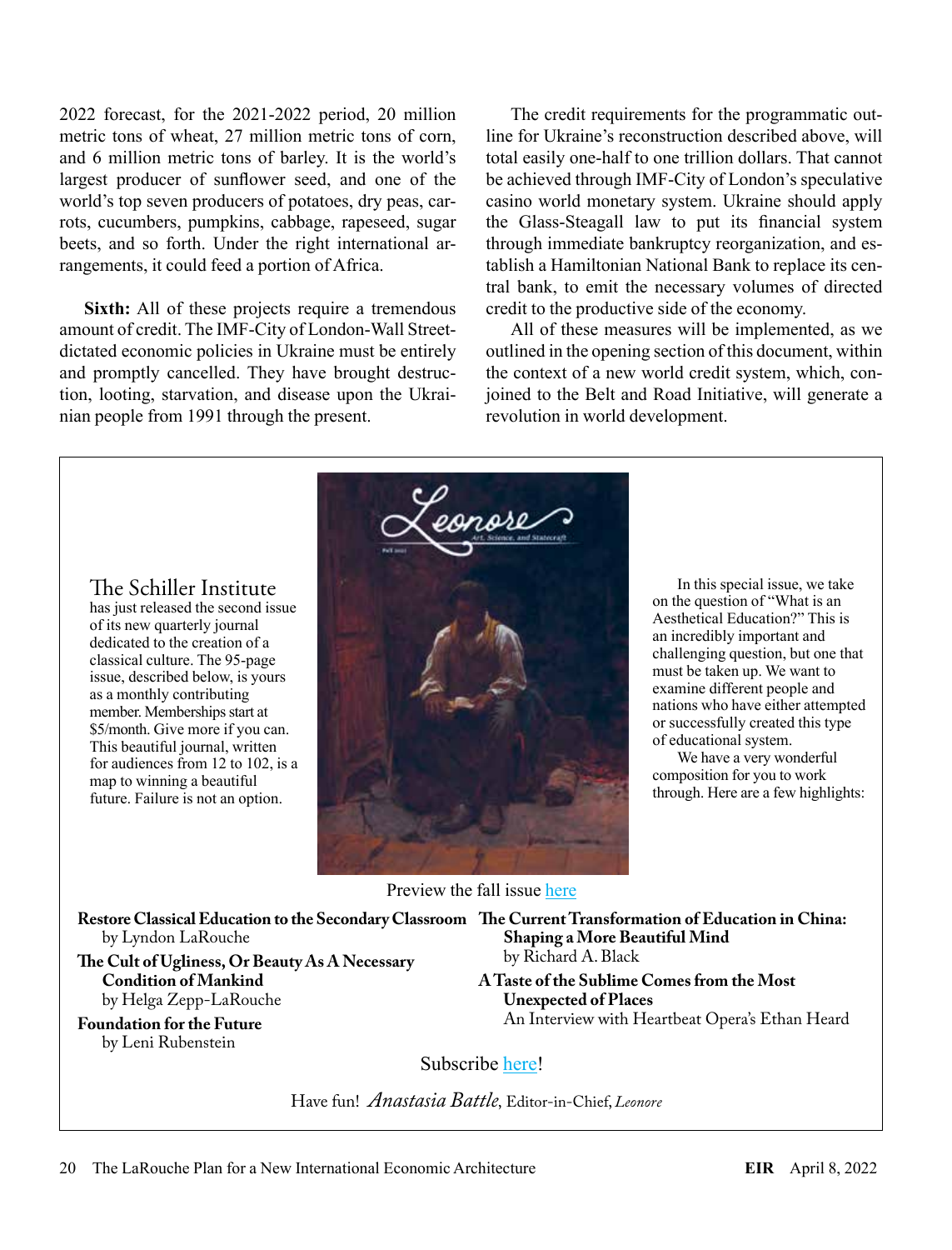2022 forecast, for the 2021-2022 period, 20 million metric tons of wheat, 27 million metric tons of corn, and 6 million metric tons of barley. It is the world's largest producer of sunflower seed, and one of the world's top seven producers of potatoes, dry peas, carrots, cucumbers, pumpkins, cabbage, rapeseed, sugar beets, and so forth. Under the right international arrangements, it could feed a portion of Africa.

**Sixth:** All of these projects require a tremendous amount of credit. The IMF-City of London-Wall Street-dictated economic policies in Ukraine must be entirely and promptly cancelled. They have brought destruction, looting, starvation, and disease upon the Ukrainian people from 1991 through the present.

The credit requirements for the programmatic outline for Ukraine's reconstruction described above, will total easily one-half to one trillion dollars. That cannot be achieved through IMF-City of London's speculative casino world monetary system. Ukraine should apply the Glass-Steagall law to put its financial system through immediate bankruptcy reorganization, and establish a Hamiltonian National Bank to replace its central bank, to emit the necessary volumes of directed credit to the productive side of the economy.

All of these measures will be implemented, as we outlined in the opening section of this document, within the context of a new world credit system, which, conjoined to the Belt and Road Initiative, will generate a revolution in world development.

---

The Schiller Institute has just released the second issue of its new quarterly journal dedicated to the creation of a classical culture. The 95-page issue, described below, is yours as a monthly contributing member. Memberships start at $5/month. Give more if you can. This beautiful journal, written for audiences from 12 to 102, is a map to winning a beautiful future. Failure is not an option.

Leonore
Art, Science, and Statecraft
Fall 2021

In this special issue, we take on the question of "What is an Aesthetical Education?" This is an incredibly important and challenging question, but one that must be taken up. We want to examine different people and nations who have either attempted or successfully created this type of educational system.

We have a very wonderful composition for you to work through. Here are a few highlights:

Preview the fall issue here

**Restore Classical Education to the Secondary Classroom**
by Lyndon LaRouche

**The Cult of Ugliness, Or Beauty As A Necessary Condition of Mankind**
by Helga Zepp-LaRouche

**Foundation for the Future**
by Leni Rubenstein

**The Current Transformation of Education in China: Shaping a More Beautiful Mind**
by Richard A. Black

**A Taste of the Sublime Comes from the Most Unexpected of Places**
An Interview with Heartbeat Opera's Ethan Heard

Subscribe here!

Have fun! *Anastasia Battle*, Editor-in-Chief, *Leonore*